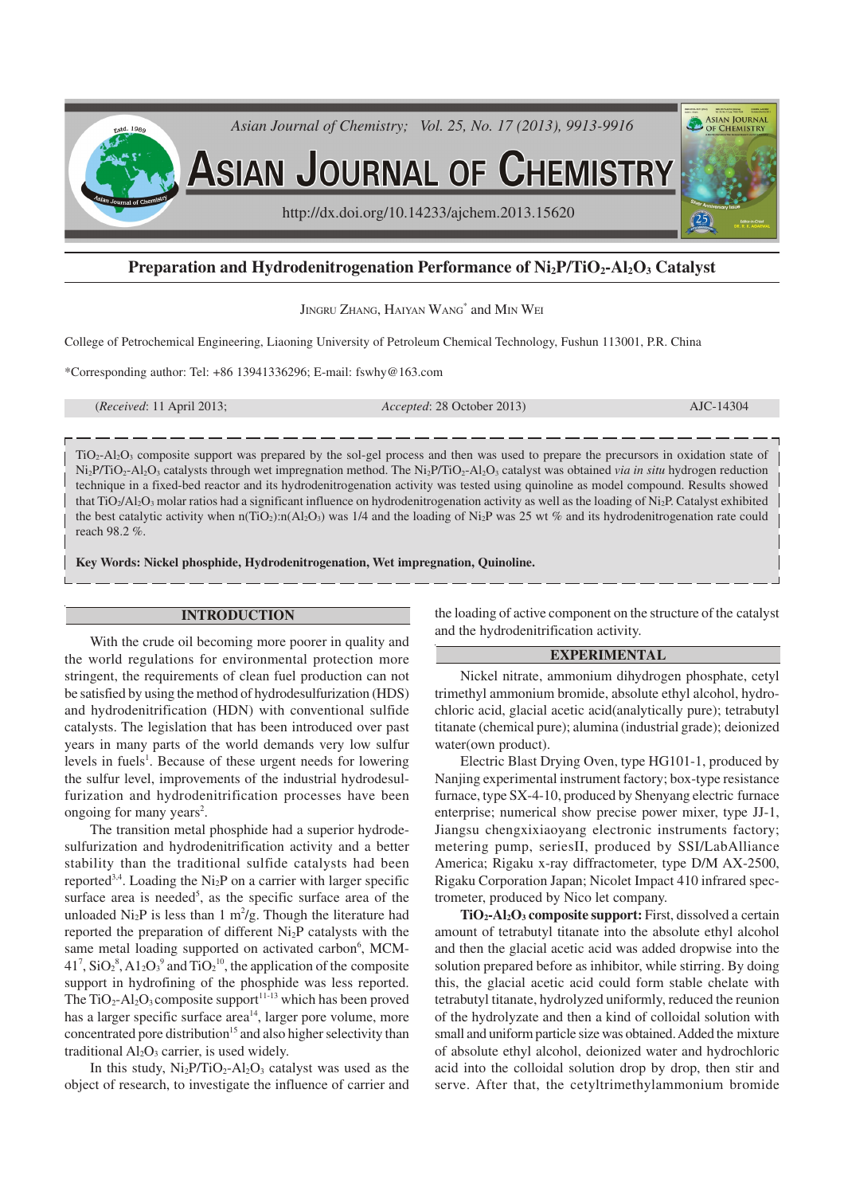# Preparation and Hydrodenitrogenation Performance of $Ni_2P/TiO_2$-$Al_2O_3$ Catalyst

JINGRU ZHANG, HAIYAN WANG* and MIN WEI

College of Petrochemical Engineering, Liaoning University of Petroleum Chemical Technology, Fushun 113001, P.R. China

*Corresponding author: Tel: +86 13941336296; E-mail: fswhy@163.com

(*Received*: 11 April 2013; *Accepted*: 28 October 2013) AJC-14304

$TiO_2$-$Al_2O_3$ composite support was prepared by the sol-gel process and then was used to prepare the precursors in oxidation state of $Ni_2P/TiO_2$-$Al_2O_3$ catalysts through wet impregnation method. The $Ni_2P/TiO_2$-$Al_2O_3$ catalyst was obtained *via in situ* hydrogen reduction technique in a fixed-bed reactor and its hydrodenitrogenation activity was tested using quinoline as model compound. Results showed that $TiO_2/Al_2O_3$ molar ratios had a significant influence on hydrodenitrogenation activity as well as the loading of $Ni_2P$. Catalyst exhibited the best catalytic activity when $n(TiO_2):n(Al_2O_3)$ was 1/4 and the loading of $Ni_2P$ was 25 wt % and its hydrodenitrogenation rate could reach 98.2 %.

**Key Words: Nickel phosphide, Hydrodenitrogenation, Wet impregnation, Quinoline.**

## INTRODUCTION

With the crude oil becoming more poorer in quality and the world regulations for environmental protection more stringent, the requirements of clean fuel production can not be satisfied by using the method of hydrodesulfurization (HDS) and hydrodenitrification (HDN) with conventional sulfide catalysts. The legislation that has been introduced over past years in many parts of the world demands very low sulfur levels in fuels[1]. Because of these urgent needs for lowering the sulfur level, improvements of the industrial hydrodesulfurization and hydrodenitrification processes have been ongoing for many years[2].

The transition metal phosphide had a superior hydrodesulfurization and hydrodenitrification activity and a better stability than the traditional sulfide catalysts had been reported[3,4]. Loading the $Ni_2P$ on a carrier with larger specific surface area is needed[5], as the specific surface area of the unloaded $Ni_2P$ is less than 1 $m^2/g$. Though the literature had reported the preparation of different $Ni_2P$ catalysts with the same metal loading supported on activated carbon[6], MCM-41[7], $SiO_2$[8], $Al_2O_3$[9] and $TiO_2$[10], the application of the composite support in hydrofining of the phosphide was less reported. The $TiO_2$-$Al_2O_3$ composite support[11-13] which has been proved has a larger specific surface area[14], larger pore volume, more concentrated pore distribution[15] and also higher selectivity than traditional $Al_2O_3$ carrier, is used widely.

In this study, $Ni_2P/TiO_2$-$Al_2O_3$ catalyst was used as the object of research, to investigate the influence of carrier and the loading of active component on the structure of the catalyst and the hydrodenitrification activity.

## EXPERIMENTAL

Nickel nitrate, ammonium dihydrogen phosphate, cetyl trimethyl ammonium bromide, absolute ethyl alcohol, hydrochloric acid, glacial acetic acid(analytically pure); tetrabutyl titanate (chemical pure); alumina (industrial grade); deionized water(own product).

Electric Blast Drying Oven, type HG101-1, produced by Nanjing experimental instrument factory; box-type resistance furnace, type SX-4-10, produced by Shenyang electric furnace enterprise; numerical show precise power mixer, type JJ-1, Jiangsu chengxixiaoyang electronic instruments factory; metering pump, seriesII, produced by SSI/LabAlliance America; Rigaku x-ray diffractometer, type D/M AX-2500, Rigaku Corporation Japan; Nicolet Impact 410 infrared spectrometer, produced by Nico let company.

**$TiO_2$-$Al_2O_3$ composite support:** First, dissolved a certain amount of tetrabutyl titanate into the absolute ethyl alcohol and then the glacial acetic acid was added dropwise into the solution prepared before as inhibitor, while stirring. By doing this, the glacial acetic acid could form stable chelate with tetrabutyl titanate, hydrolyzed uniformly, reduced the reunion of the hydrolyzate and then a kind of colloidal solution with small and uniform particle size was obtained. Added the mixture of absolute ethyl alcohol, deionized water and hydrochloric acid into the colloidal solution drop by drop, then stir and serve. After that, the cetyltrimethylammonium bromide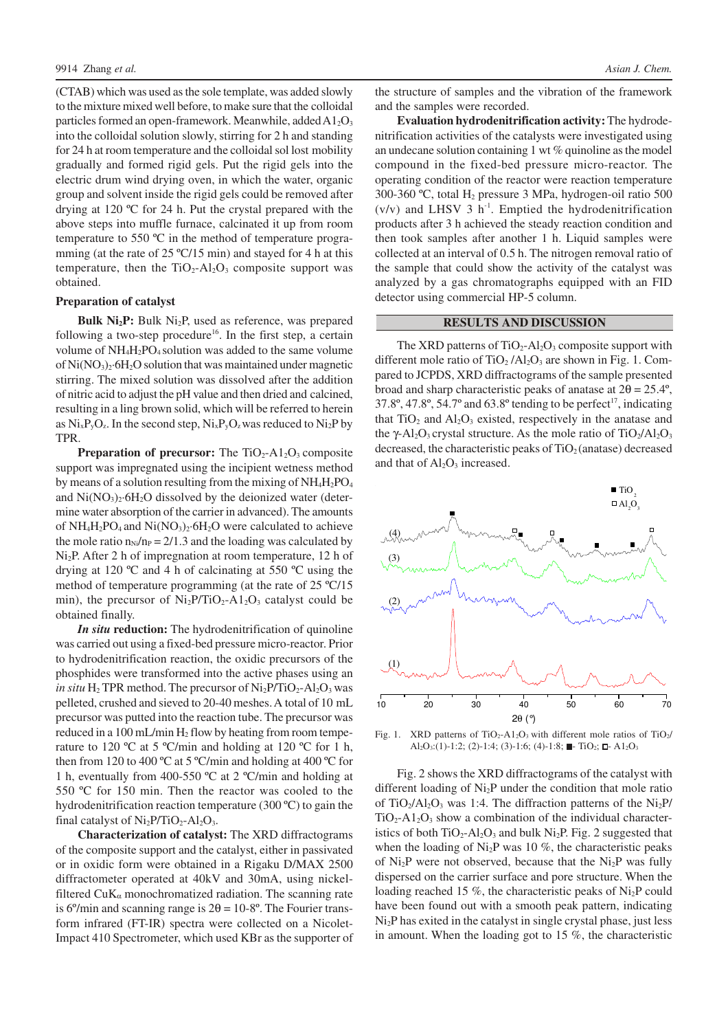(CTAB) which was used as the sole template, was added slowly to the mixture mixed well before, to make sure that the colloidal particles formed an open-framework. Meanwhile, added $A1_2O_3$ into the colloidal solution slowly, stirring for 2 h and standing for 24 h at room temperature and the colloidal sol lost mobility gradually and formed rigid gels. Put the rigid gels into the electric drum wind drying oven, in which the water, organic group and solvent inside the rigid gels could be removed after drying at 120 ºC for 24 h. Put the crystal prepared with the above steps into muffle furnace, calcinated it up from room temperature to 550 ºC in the method of temperature programming (at the rate of 25 ºC/15 min) and stayed for 4 h at this temperature, then the $TiO_2$-$Al_2O_3$ composite support was obtained.

**Preparation of catalyst**

**Bulk $Ni_2P$:** Bulk $Ni_2P$, used as reference, was prepared following a two-step procedure[16]. In the first step, a certain volume of $NH_4H_2PO_4$ solution was added to the same volume of $Ni(NO_3)_2{\cdot}6H_2O$ solution that was maintained under magnetic stirring. The mixed solution was dissolved after the addition of nitric acid to adjust the pH value and then dried and calcined, resulting in a ling brown solid, which will be referred to herein as $Ni_xP_yO_z$. In the second step, $Ni_xP_yO_z$ was reduced to $Ni_2P$ by TPR.

**Preparation of precursor:** The $TiO_2$-$A1_2O_3$ composite support was impregnated using the incipient wetness method by means of a solution resulting from the mixing of $NH_4H_2PO_4$ and $Ni(NO_3)_2{\cdot}6H_2O$ dissolved by the deionized water (determine water absorption of the carrier in advanced). The amounts of $NH_4H_2PO_4$ and $Ni(NO_3)_2{\cdot}6H_2O$ were calculated to achieve the mole ratio $n_{Ni}/n_P = 2/1.3$ and the loading was calculated by $Ni_2P$. After 2 h of impregnation at room temperature, 12 h of drying at 120 ºC and 4 h of calcinating at 550 ºC using the method of temperature programming (at the rate of 25 ºC/15 min), the precursor of $Ni_2P/TiO_2$-$A1_2O_3$ catalyst could be obtained finally.

***In situ* reduction:** The hydrodenitrification of quinoline was carried out using a fixed-bed pressure micro-reactor. Prior to hydrodenitrification reaction, the oxidic precursors of the phosphides were transformed into the active phases using an *in situ* $H_2$ TPR method. The precursor of $Ni_2P/TiO_2$-$Al_2O_3$ was pelleted, crushed and sieved to 20-40 meshes. A total of 10 mL precursor was putted into the reaction tube. The precursor was reduced in a 100 mL/min $H_2$ flow by heating from room temperature to 120 ºC at 5 ºC/min and holding at 120 ºC for 1 h, then from 120 to 400 ºC at 5 ºC/min and holding at 400 ºC for 1 h, eventually from 400-550 ºC at 2 ºC/min and holding at 550 ºC for 150 min. Then the reactor was cooled to the hydrodenitrification reaction temperature (300 ºC) to gain the final catalyst of $Ni_2P/TiO_2$-$Al_2O_3$.

**Characterization of catalyst:** The XRD diffractograms of the composite support and the catalyst, either in passivated or in oxidic form were obtained in a Rigaku D/MAX 2500 diffractometer operated at 40kV and 30mA, using nickel-filtered $CuK_\alpha$ monochromatized radiation. The scanning rate is 6º/min and scanning range is 2θ = 10-8º. The Fourier transform infrared (FT-IR) spectra were collected on a Nicolet-Impact 410 Spectrometer, which used KBr as the supporter of the structure of samples and the vibration of the framework and the samples were recorded.

**Evaluation hydrodenitrification activity:** The hydrodenitrification activities of the catalysts were investigated using an undecane solution containing 1 wt % quinoline as the model compound in the fixed-bed pressure micro-reactor. The operating condition of the reactor were reaction temperature 300-360 ºC, total $H_2$ pressure 3 MPa, hydrogen-oil ratio 500 (v/v) and LHSV 3 $h^{-1}$. Emptied the hydrodenitrification products after 3 h achieved the steady reaction condition and then took samples after another 1 h. Liquid samples were collected at an interval of 0.5 h. The nitrogen removal ratio of the sample that could show the activity of the catalyst was analyzed by a gas chromatographs equipped with an FID detector using commercial HP-5 column.

## RESULTS AND DISCUSSION

The XRD patterns of $TiO_2$-$Al_2O_3$ composite support with different mole ratio of $TiO_2$ /$Al_2O_3$ are shown in Fig. 1. Compared to JCPDS, XRD diffractograms of the sample presented broad and sharp characteristic peaks of anatase at 2θ = 25.4º, 37.8º, 47.8º, 54.7º and 63.8º tending to be perfect[17], indicating that $TiO_2$ and $Al_2O_3$ existed, respectively in the anatase and the γ-$Al_2O_3$ crystal structure. As the mole ratio of $TiO_2$/$Al_2O_3$ decreased, the characteristic peaks of $TiO_2$ (anatase) decreased and that of $Al_2O_3$ increased.

Fig. 1. XRD patterns of $TiO_2$-$A1_2O_3$ with different mole ratios of $TiO_2$/$Al_2O_3$:(1)-1:2; (2)-1:4; (3)-1:6; (4)-1:8; ■- $TiO_2$; □- $A1_2O_3$

Fig. 2 shows the XRD diffractograms of the catalyst with different loading of $Ni_2P$ under the condition that mole ratio of $TiO_2$/$Al_2O_3$ was 1:4. The diffraction patterns of the $Ni_2P$/$TiO_2$-$A1_2O_3$ show a combination of the individual characteristics of both $TiO_2$-$Al_2O_3$ and bulk $Ni_2P$. Fig. 2 suggested that when the loading of $Ni_2P$ was 10 %, the characteristic peaks of $Ni_2P$ were not observed, because that the $Ni_2P$ was fully dispersed on the carrier surface and pore structure. When the loading reached 15 %, the characteristic peaks of $Ni_2P$ could have been found out with a smooth peak pattern, indicating $Ni_2P$ has exited in the catalyst in single crystal phase, just less in amount. When the loading got to 15 %, the characteristic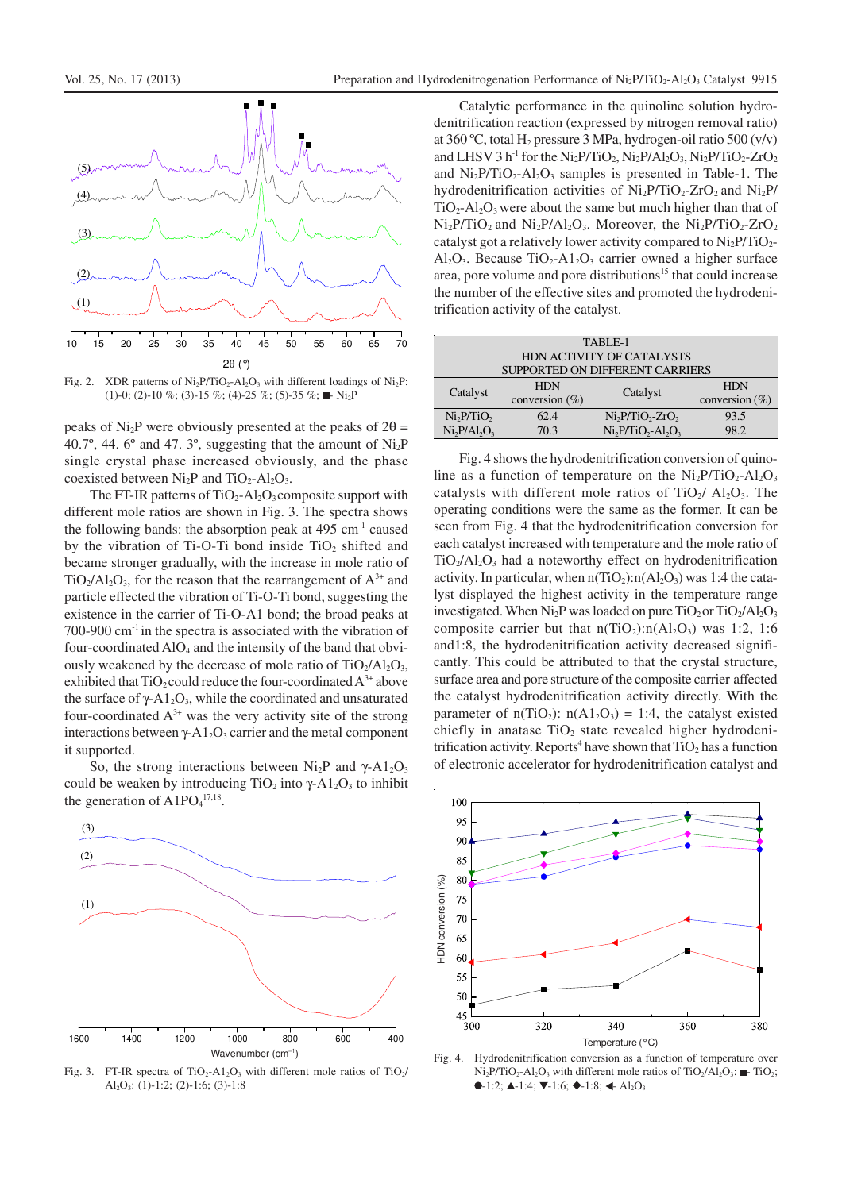Fig. 2. XDR patterns of $Ni_2P/TiO_2$-$Al_2O_3$ with different loadings of $Ni_2P$: (1)-0; (2)-10 %; (3)-15 %; (4)-25 %; (5)-35 %; ■- $Ni_2P$

peaks of $Ni_2P$ were obviously presented at the peaks of $2\theta$ = 40.7º, 44. 6º and 47. 3º, suggesting that the amount of $Ni_2P$ single crystal phase increased obviously, and the phase coexisted between $Ni_2P$ and $TiO_2$-$Al_2O_3$.

The FT-IR patterns of $TiO_2$-$Al_2O_3$ composite support with different mole ratios are shown in Fig. 3. The spectra shows the following bands: the absorption peak at 495 $cm^{-1}$ caused by the vibration of Ti-O-Ti bond inside $TiO_2$ shifted and became stronger gradually, with the increase in mole ratio of $TiO_2/Al_2O_3$, for the reason that the rearrangement of $A^{3+}$ and particle effected the vibration of Ti-O-Ti bond, suggesting the existence in the carrier of Ti-O-A1 bond; the broad peaks at 700-900 $cm^{-1}$ in the spectra is associated with the vibration of four-coordinated $AlO_4$ and the intensity of the band that obviously weakened by the decrease of mole ratio of $TiO_2/Al_2O_3$, exhibited that $TiO_2$ could reduce the four-coordinated $A^{3+}$ above the surface of $\gamma$-$A1_2O_3$, while the coordinated and unsaturated four-coordinated $A^{3+}$ was the very activity site of the strong interactions between $\gamma$-$A1_2O_3$ carrier and the metal component it supported.

So, the strong interactions between $Ni_2P$ and $\gamma$-$A1_2O_3$ could be weaken by introducing $TiO_2$ into $\gamma$-$A1_2O_3$ to inhibit the generation of $A1PO_4$[17,18].

Fig. 3. FT-IR spectra of $TiO_2$-$A1_2O_3$ with different mole ratios of $TiO_2/Al_2O_3$: (1)-1:2; (2)-1:6; (3)-1:8

Catalytic performance in the quinoline solution hydrodenitrification reaction (expressed by nitrogen removal ratio) at 360 ºC, total $H_2$ pressure 3 MPa, hydrogen-oil ratio 500 (v/v) and LHSV 3 $h^{-1}$ for the $Ni_2P/TiO_2$, $Ni_2P/Al_2O_3$, $Ni_2P/TiO_2$-$ZrO_2$ and $Ni_2P/TiO_2$-$Al_2O_3$ samples is presented in Table-1. The hydrodenitrification activities of $Ni_2P/TiO_2$-$ZrO_2$ and $Ni_2P/TiO_2$-$Al_2O_3$ were about the same but much higher than that of $Ni_2P/TiO_2$ and $Ni_2P/Al_2O_3$. Moreover, the $Ni_2P/TiO_2$-$ZrO_2$ catalyst got a relatively lower activity compared to $Ni_2P/TiO_2$-$Al_2O_3$. Because $TiO_2$-$A1_2O_3$ carrier owned a higher surface area, pore volume and pore distributions[15] that could increase the number of the effective sites and promoted the hydrodenitrification activity of the catalyst.

TABLE-1
HDN ACTIVITY OF CATALYSTS SUPPORTED ON DIFFERENT CARRIERS

| Catalyst | HDN conversion (%) | Catalyst | HDN conversion (%) |
|---|---|---|---|
| $Ni_2P/TiO_2$ | 62.4 | $Ni_2P/TiO_2$-$ZrO_2$ | 93.5 |
| $Ni_2P/Al_2O_3$ | 70.3 | $Ni_2P/TiO_2$-$Al_2O_3$ | 98.2 |

Fig. 4 shows the hydrodenitrification conversion of quinoline as a function of temperature on the $Ni_2P/TiO_2$-$Al_2O_3$ catalysts with different mole ratios of $TiO_2$/ $Al_2O_3$. The operating conditions were the same as the former. It can be seen from Fig. 4 that the hydrodenitrification conversion for each catalyst increased with temperature and the mole ratio of $TiO_2/Al_2O_3$ had a noteworthy effect on hydrodenitrification activity. In particular, when $n(TiO_2)$:$n(Al_2O_3)$ was 1:4 the catalyst displayed the highest activity in the temperature range investigated. When $Ni_2P$ was loaded on pure $TiO_2$ or $TiO_2/Al_2O_3$ composite carrier but that $n(TiO_2)$:$n(Al_2O_3)$ was 1:2, 1:6 and1:8, the hydrodenitrification activity decreased significantly. This could be attributed to that the crystal structure, surface area and pore structure of the composite carrier affected the catalyst hydrodenitrification activity directly. With the parameter of $n(TiO_2)$: $n(A1_2O_3)$ = 1:4, the catalyst existed chiefly in anatase $TiO_2$ state revealed higher hydrodenitrification activity. Reports[4] have shown that $TiO_2$ has a function of electronic accelerator for hydrodenitrification catalyst and

Fig. 4. Hydrodenitrification conversion as a function of temperature over $Ni_2P/TiO_2$-$Al_2O_3$ with different mole ratios of $TiO_2/Al_2O_3$: ■- $TiO_2$; ●-1:2; ▲-1:4; ▼-1:6; ◆-1:8; ◀- $Al_2O_3$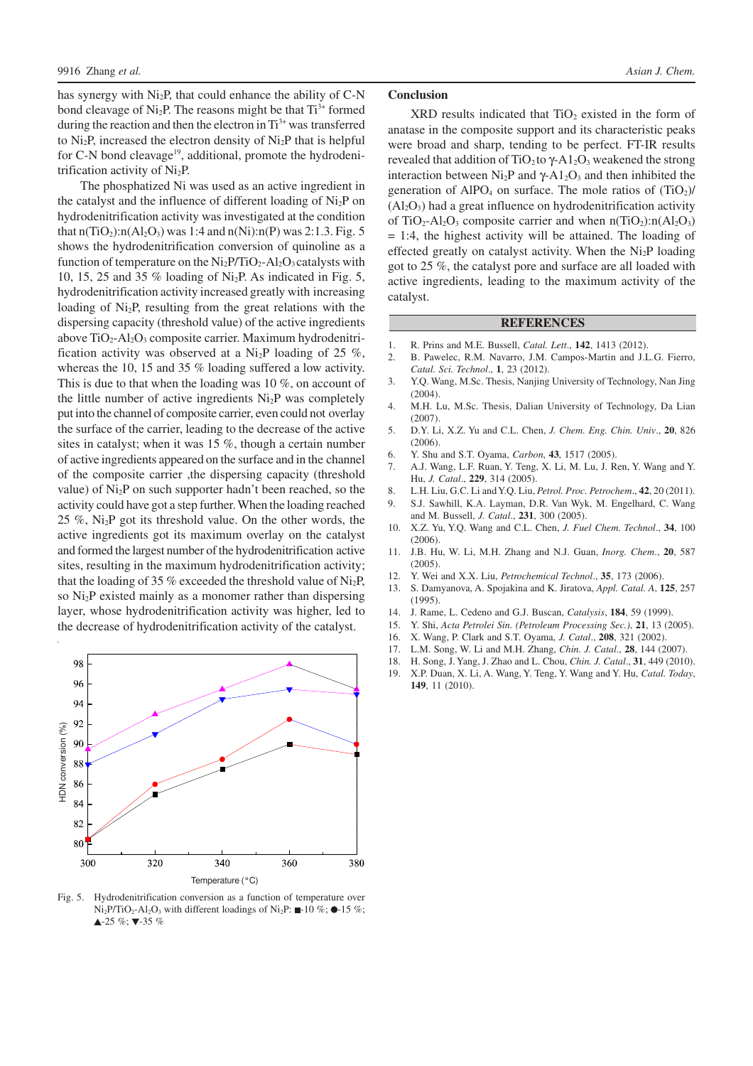has synergy with $Ni_2P$, that could enhance the ability of C-N bond cleavage of $Ni_2P$. The reasons might be that $Ti^{3+}$ formed during the reaction and then the electron in $Ti^{3+}$ was transferred to $Ni_2P$, increased the electron density of $Ni_2P$ that is helpful for C-N bond cleavage[19], additional, promote the hydrodenitrification activity of $Ni_2P$.

The phosphatized Ni was used as an active ingredient in the catalyst and the influence of different loading of $Ni_2P$ on hydrodenitrification activity was investigated at the condition that $n(TiO_2):n(Al_2O_3)$ was 1:4 and n(Ni):n(P) was 2:1.3. Fig. 5 shows the hydrodenitrification conversion of quinoline as a function of temperature on the $Ni_2P/TiO_2$-$Al_2O_3$ catalysts with 10, 15, 25 and 35 % loading of $Ni_2P$. As indicated in Fig. 5, hydrodenitrification activity increased greatly with increasing loading of $Ni_2P$, resulting from the great relations with the dispersing capacity (threshold value) of the active ingredients above $TiO_2$-$Al_2O_3$ composite carrier. Maximum hydrodenitrification activity was observed at a $Ni_2P$ loading of 25 %, whereas the 10, 15 and 35 % loading suffered a low activity. This is due to that when the loading was 10 %, on account of the little number of active ingredients $Ni_2P$ was completely put into the channel of composite carrier, even could not overlay the surface of the carrier, leading to the decrease of the active sites in catalyst; when it was 15 %, though a certain number of active ingredients appeared on the surface and in the channel of the composite carrier ,the dispersing capacity (threshold value) of $Ni_2P$ on such supporter hadn't been reached, so the activity could have got a step further. When the loading reached 25 %, $Ni_2P$ got its threshold value. On the other words, the active ingredients got its maximum overlay on the catalyst and formed the largest number of the hydrodenitrification active sites, resulting in the maximum hydrodenitrification activity; that the loading of 35 % exceeded the threshold value of $Ni_2P$, so $Ni_2P$ existed mainly as a monomer rather than dispersing layer, whose hydrodenitrification activity was higher, led to the decrease of hydrodenitrification activity of the catalyst.

HDN conversion (%)
98
96
94
92
90
88
86
84
82
80
300
320
340
360
380
Temperature (°C)

Fig. 5. Hydrodenitrification conversion as a function of temperature over $Ni_2P/TiO_2$-$Al_2O_3$ with different loadings of $Ni_2P$: ■-10 %; ●-15 %; ▲-25 %; ▼-35 %

## Conclusion

XRD results indicated that $TiO_2$ existed in the form of anatase in the composite support and its characteristic peaks were broad and sharp, tending to be perfect. FT-IR results revealed that addition of $TiO_2$ to γ-$Al_2O_3$ weakened the strong interaction between $Ni_2P$ and γ-$Al_2O_3$ and then inhibited the generation of $AlPO_4$ on surface. The mole ratios of $(TiO_2)/(Al_2O_3)$ had a great influence on hydrodenitrification activity of $TiO_2$-$Al_2O_3$ composite carrier and when $n(TiO_2):n(Al_2O_3)$ = 1:4, the highest activity will be attained. The loading of effected greatly on catalyst activity. When the $Ni_2P$ loading got to 25 %, the catalyst pore and surface are all loaded with active ingredients, leading to the maximum activity of the catalyst.

## REFERENCES

1. R. Prins and M.E. Bussell, *Catal. Lett.*, **142**, 1413 (2012).
2. B. Pawelec, R.M. Navarro, J.M. Campos-Martin and J.L.G. Fierro, *Catal. Sci. Technol.*, **1**, 23 (2012).
3. Y.Q. Wang, M.Sc. Thesis, Nanjing University of Technology, Nan Jing (2004).
4. M.H. Lu, M.Sc. Thesis, Dalian University of Technology, Da Lian (2007).
5. D.Y. Li, X.Z. Yu and C.L. Chen, *J. Chem. Eng. Chin. Univ*., **20**, 826 (2006).
6. Y. Shu and S.T. Oyama, *Carbon*, **43**, 1517 (2005).
7. A.J. Wang, L.F. Ruan, Y. Teng, X. Li, M. Lu, J. Ren, Y. Wang and Y. Hu, *J. Catal*., **229**, 314 (2005).
8. L.H. Liu, G.C. Li and Y.Q. Liu, *Petrol. Proc. Petrochem*., **42**, 20 (2011).
9. S.J. Sawhill, K.A. Layman, D.R. Van Wyk, M. Engelhard, C. Wang and M. Bussell, *J. Catal*., **231**, 300 (2005).
10. X.Z. Yu, Y.Q. Wang and C.L. Chen, *J. Fuel Chem. Technol*., **34**, 100 (2006).
11. J.B. Hu, W. Li, M.H. Zhang and N.J. Guan, *Inorg. Chem*., **20**, 587 (2005).
12. Y. Wei and X.X. Liu, *Petrochemical Technol*., **35**, 173 (2006).
13. S. Damyanova, A. Spojakina and K. Jiratova, *Appl. Catal. A*, **125**, 257 (1995).
14. J. Rame, L. Cedeno and G.J. Buscan, *Catalysis*, **184**, 59 (1999).
15. Y. Shi, *Acta Petrolei Sin. (Petroleum Processing Sec.)*, **21**, 13 (2005).
16. X. Wang, P. Clark and S.T. Oyama, *J. Catal*., **208**, 321 (2002).
17. L.M. Song, W. Li and M.H. Zhang, *Chin. J. Catal*., **28**, 144 (2007).
18. H. Song, J. Yang, J. Zhao and L. Chou, *Chin. J. Catal*., **31**, 449 (2010).
19. X.P. Duan, X. Li, A. Wang, Y. Teng, Y. Wang and Y. Hu, *Catal. Today*, **149**, 11 (2010).